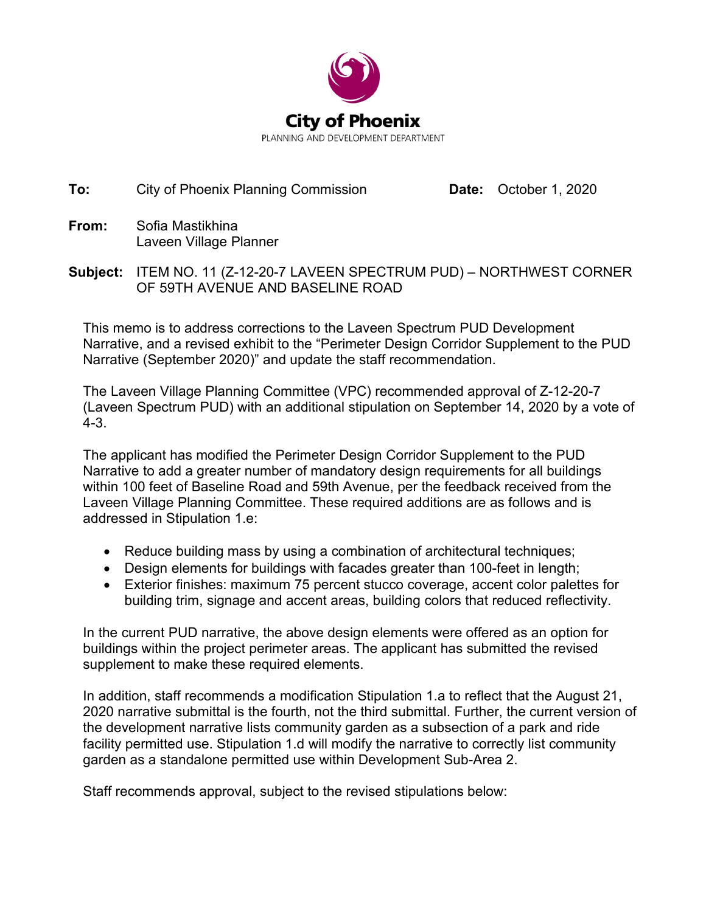**City of Phoenix**
PLANNING AND DEVELOPMENT DEPARTMENT

**To:** City of Phoenix Planning Commission **Date:** October 1, 2020

**From:** Sofia Mastikhina
Laveen Village Planner

**Subject:** ITEM NO. 11 (Z-12-20-7 LAVEEN SPECTRUM PUD) – NORTHWEST CORNER OF 59TH AVENUE AND BASELINE ROAD

This memo is to address corrections to the Laveen Spectrum PUD Development Narrative, and a revised exhibit to the "Perimeter Design Corridor Supplement to the PUD Narrative (September 2020)" and update the staff recommendation.

The Laveen Village Planning Committee (VPC) recommended approval of Z-12-20-7 (Laveen Spectrum PUD) with an additional stipulation on September 14, 2020 by a vote of 4-3.

The applicant has modified the Perimeter Design Corridor Supplement to the PUD Narrative to add a greater number of mandatory design requirements for all buildings within 100 feet of Baseline Road and 59th Avenue, per the feedback received from the Laveen Village Planning Committee. These required additions are as follows and is addressed in Stipulation 1.e:

- Reduce building mass by using a combination of architectural techniques;
- Design elements for buildings with facades greater than 100-feet in length;
- Exterior finishes: maximum 75 percent stucco coverage, accent color palettes for building trim, signage and accent areas, building colors that reduced reflectivity.

In the current PUD narrative, the above design elements were offered as an option for buildings within the project perimeter areas. The applicant has submitted the revised supplement to make these required elements.

In addition, staff recommends a modification Stipulation 1.a to reflect that the August 21, 2020 narrative submittal is the fourth, not the third submittal. Further, the current version of the development narrative lists community garden as a subsection of a park and ride facility permitted use. Stipulation 1.d will modify the narrative to correctly list community garden as a standalone permitted use within Development Sub-Area 2.

Staff recommends approval, subject to the revised stipulations below: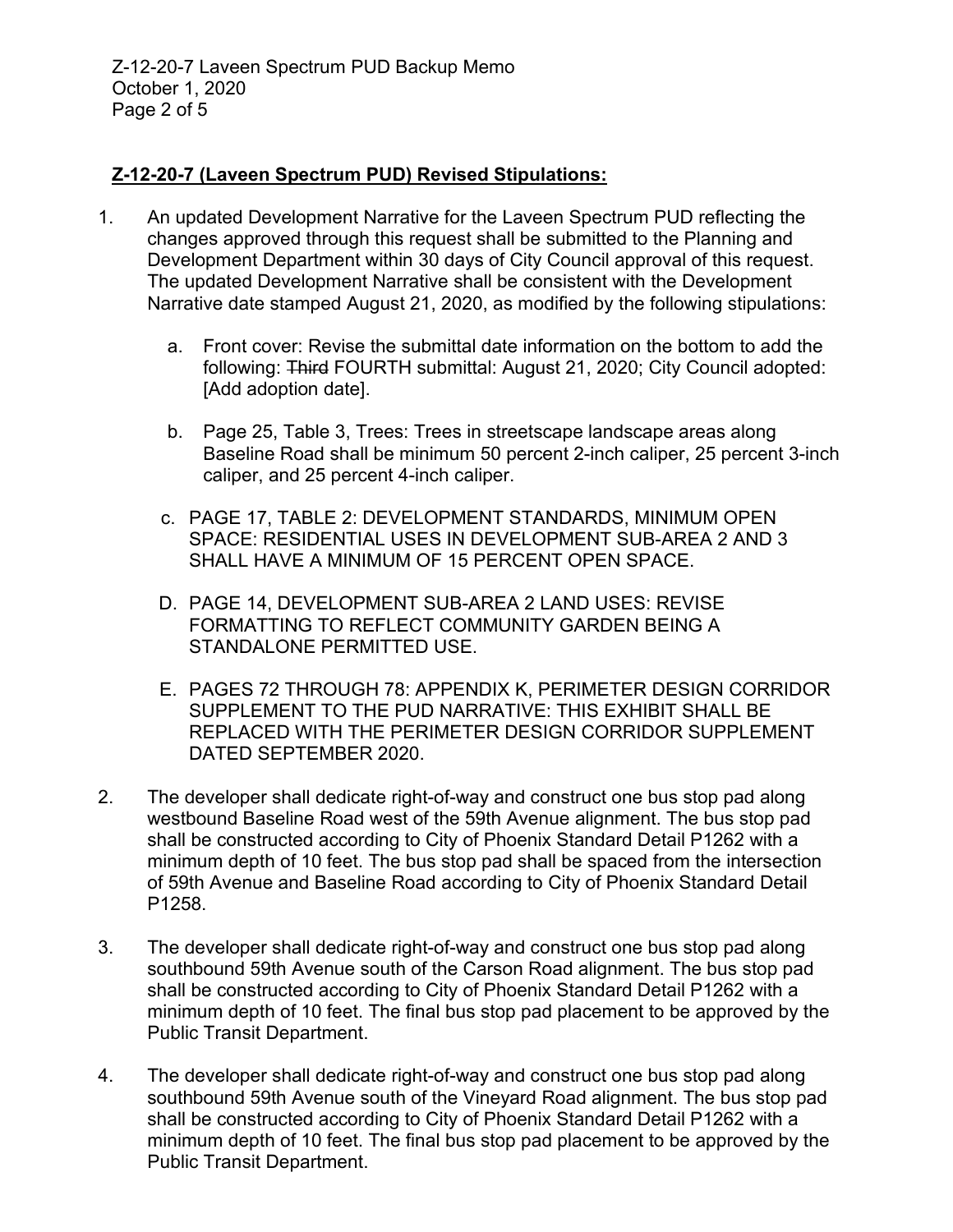## Z-12-20-7 (Laveen Spectrum PUD) Revised Stipulations:

1. An updated Development Narrative for the Laveen Spectrum PUD reflecting the changes approved through this request shall be submitted to the Planning and Development Department within 30 days of City Council approval of this request. The updated Development Narrative shall be consistent with the Development Narrative date stamped August 21, 2020, as modified by the following stipulations:

   a. Front cover: Revise the submittal date information on the bottom to add the following: ~~Third~~ FOURTH submittal: August 21, 2020; City Council adopted: [Add adoption date].

   b. Page 25, Table 3, Trees: Trees in streetscape landscape areas along Baseline Road shall be minimum 50 percent 2-inch caliper, 25 percent 3-inch caliper, and 25 percent 4-inch caliper.

   c. PAGE 17, TABLE 2: DEVELOPMENT STANDARDS, MINIMUM OPEN SPACE: RESIDENTIAL USES IN DEVELOPMENT SUB-AREA 2 AND 3 SHALL HAVE A MINIMUM OF 15 PERCENT OPEN SPACE.

   D. PAGE 14, DEVELOPMENT SUB-AREA 2 LAND USES: REVISE FORMATTING TO REFLECT COMMUNITY GARDEN BEING A STANDALONE PERMITTED USE.

   E. PAGES 72 THROUGH 78: APPENDIX K, PERIMETER DESIGN CORRIDOR SUPPLEMENT TO THE PUD NARRATIVE: THIS EXHIBIT SHALL BE REPLACED WITH THE PERIMETER DESIGN CORRIDOR SUPPLEMENT DATED SEPTEMBER 2020.

2. The developer shall dedicate right-of-way and construct one bus stop pad along westbound Baseline Road west of the 59th Avenue alignment. The bus stop pad shall be constructed according to City of Phoenix Standard Detail P1262 with a minimum depth of 10 feet. The bus stop pad shall be spaced from the intersection of 59th Avenue and Baseline Road according to City of Phoenix Standard Detail P1258.

3. The developer shall dedicate right-of-way and construct one bus stop pad along southbound 59th Avenue south of the Carson Road alignment. The bus stop pad shall be constructed according to City of Phoenix Standard Detail P1262 with a minimum depth of 10 feet. The final bus stop pad placement to be approved by the Public Transit Department.

4. The developer shall dedicate right-of-way and construct one bus stop pad along southbound 59th Avenue south of the Vineyard Road alignment. The bus stop pad shall be constructed according to City of Phoenix Standard Detail P1262 with a minimum depth of 10 feet. The final bus stop pad placement to be approved by the Public Transit Department.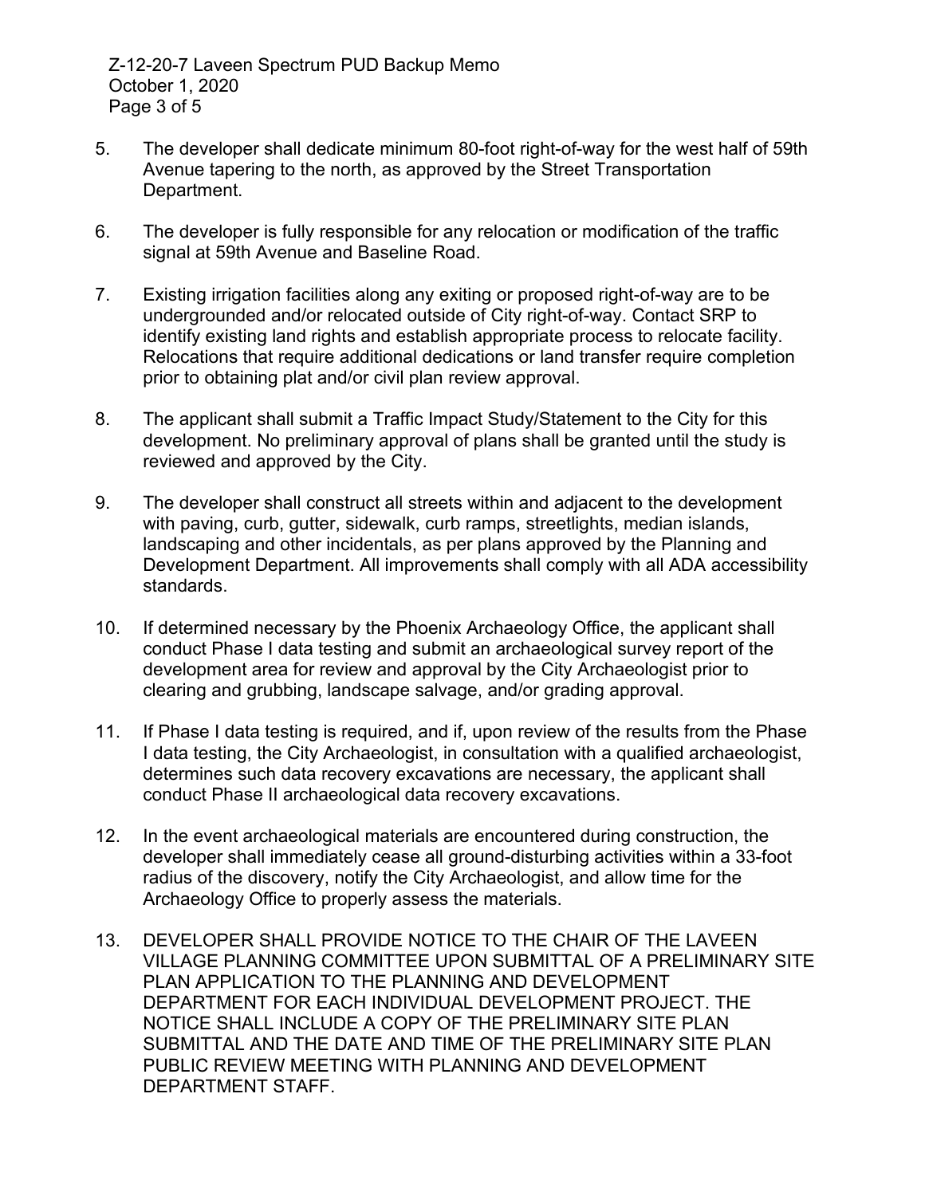5. The developer shall dedicate minimum 80-foot right-of-way for the west half of 59th Avenue tapering to the north, as approved by the Street Transportation Department.

6. The developer is fully responsible for any relocation or modification of the traffic signal at 59th Avenue and Baseline Road.

7. Existing irrigation facilities along any exiting or proposed right-of-way are to be undergrounded and/or relocated outside of City right-of-way. Contact SRP to identify existing land rights and establish appropriate process to relocate facility. Relocations that require additional dedications or land transfer require completion prior to obtaining plat and/or civil plan review approval.

8. The applicant shall submit a Traffic Impact Study/Statement to the City for this development. No preliminary approval of plans shall be granted until the study is reviewed and approved by the City.

9. The developer shall construct all streets within and adjacent to the development with paving, curb, gutter, sidewalk, curb ramps, streetlights, median islands, landscaping and other incidentals, as per plans approved by the Planning and Development Department. All improvements shall comply with all ADA accessibility standards.

10. If determined necessary by the Phoenix Archaeology Office, the applicant shall conduct Phase I data testing and submit an archaeological survey report of the development area for review and approval by the City Archaeologist prior to clearing and grubbing, landscape salvage, and/or grading approval.

11. If Phase I data testing is required, and if, upon review of the results from the Phase I data testing, the City Archaeologist, in consultation with a qualified archaeologist, determines such data recovery excavations are necessary, the applicant shall conduct Phase II archaeological data recovery excavations.

12. In the event archaeological materials are encountered during construction, the developer shall immediately cease all ground-disturbing activities within a 33-foot radius of the discovery, notify the City Archaeologist, and allow time for the Archaeology Office to properly assess the materials.

13. DEVELOPER SHALL PROVIDE NOTICE TO THE CHAIR OF THE LAVEEN VILLAGE PLANNING COMMITTEE UPON SUBMITTAL OF A PRELIMINARY SITE PLAN APPLICATION TO THE PLANNING AND DEVELOPMENT DEPARTMENT FOR EACH INDIVIDUAL DEVELOPMENT PROJECT. THE NOTICE SHALL INCLUDE A COPY OF THE PRELIMINARY SITE PLAN SUBMITTAL AND THE DATE AND TIME OF THE PRELIMINARY SITE PLAN PUBLIC REVIEW MEETING WITH PLANNING AND DEVELOPMENT DEPARTMENT STAFF.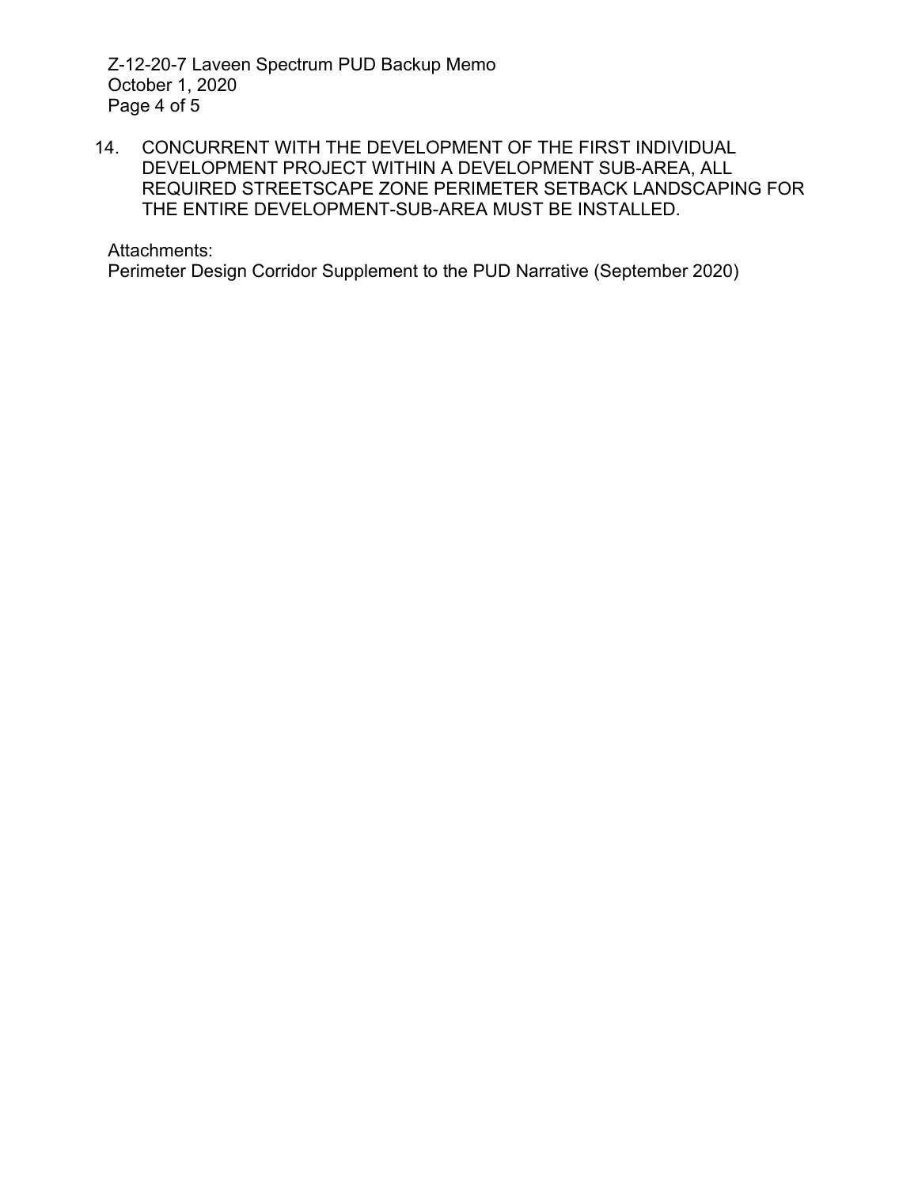14. CONCURRENT WITH THE DEVELOPMENT OF THE FIRST INDIVIDUAL DEVELOPMENT PROJECT WITHIN A DEVELOPMENT SUB-AREA, ALL REQUIRED STREETSCAPE ZONE PERIMETER SETBACK LANDSCAPING FOR THE ENTIRE DEVELOPMENT-SUB-AREA MUST BE INSTALLED.

Attachments:
Perimeter Design Corridor Supplement to the PUD Narrative (September 2020)